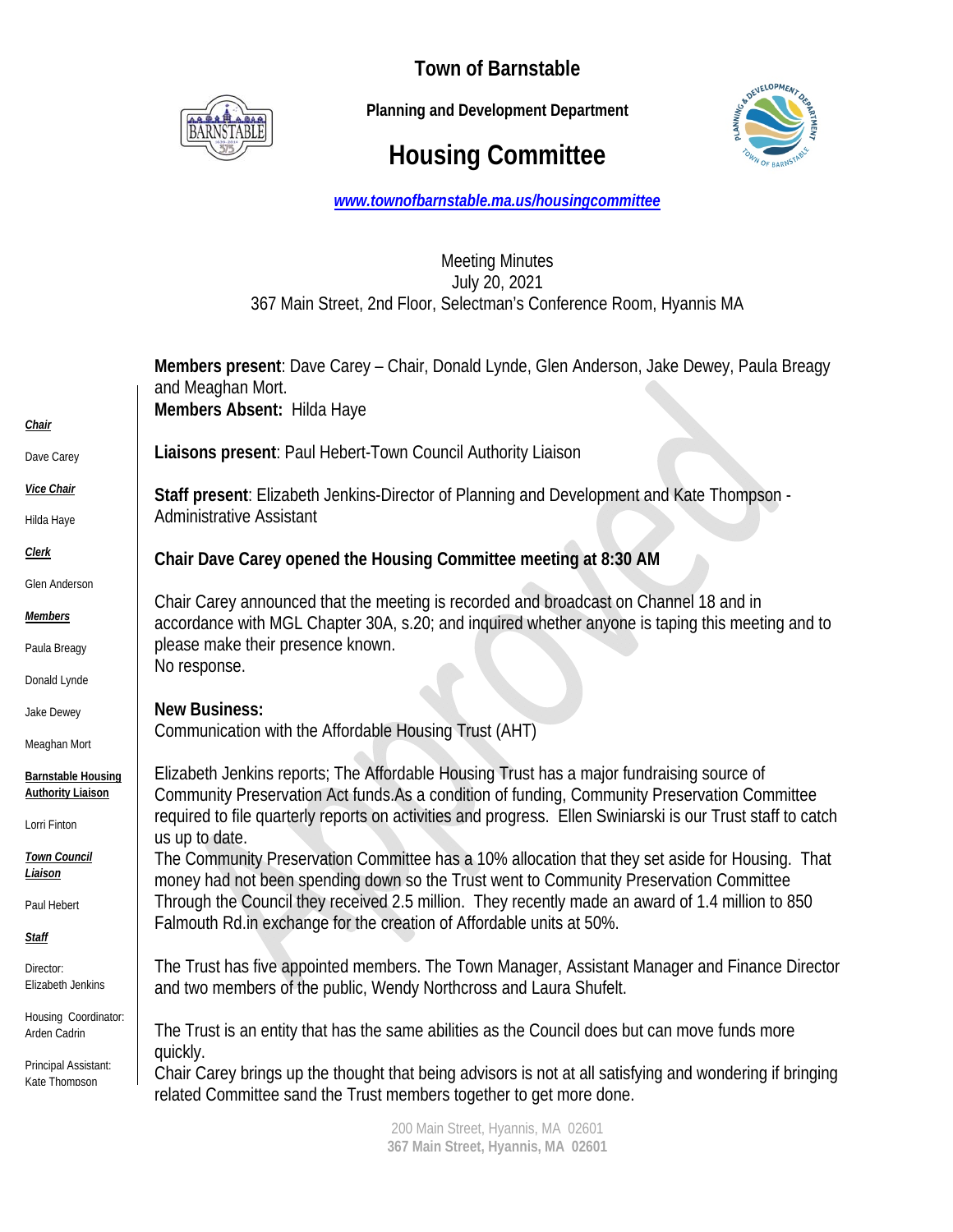# Town of Barnstable

**Planning and Development Department**

# Housing Committee

*www.townofbarnstable.ma.us/housingcommittee*

Meeting Minutes
July 20, 2021
367 Main Street, 2nd Floor, Selectman's Conference Room, Hyannis MA

***Chair***
Dave Carey

***Vice Chair***
Hilda Haye

***Clerk***
Glen Anderson

***Members***
Paula Breagy
Donald Lynde
Jake Dewey
Meaghan Mort

**Barnstable Housing Authority Liaison**
Lorri Finton

***Town Council Liaison***
Paul Hebert

***Staff***
Director: Elizabeth Jenkins
Housing Coordinator: Arden Cadrin
Principal Assistant: Kate Thompson

**Members present**: Dave Carey – Chair, Donald Lynde, Glen Anderson, Jake Dewey, Paula Breagy and Meaghan Mort.
**Members Absent:** Hilda Haye

**Liaisons present**: Paul Hebert-Town Council Authority Liaison

**Staff present**: Elizabeth Jenkins-Director of Planning and Development and Kate Thompson - Administrative Assistant

**Chair Dave Carey opened the Housing Committee meeting at 8:30 AM**

Chair Carey announced that the meeting is recorded and broadcast on Channel 18 and in accordance with MGL Chapter 30A, s.20; and inquired whether anyone is taping this meeting and to please make their presence known.
No response.

**New Business:**
Communication with the Affordable Housing Trust (AHT)

Elizabeth Jenkins reports; The Affordable Housing Trust has a major fundraising source of Community Preservation Act funds.As a condition of funding, Community Preservation Committee required to file quarterly reports on activities and progress. Ellen Swiniarski is our Trust staff to catch us up to date.
The Community Preservation Committee has a 10% allocation that they set aside for Housing. That money had not been spending down so the Trust went to Community Preservation Committee Through the Council they received 2.5 million. They recently made an award of 1.4 million to 850 Falmouth Rd.in exchange for the creation of Affordable units at 50%.

The Trust has five appointed members. The Town Manager, Assistant Manager and Finance Director and two members of the public, Wendy Northcross and Laura Shufelt.

The Trust is an entity that has the same abilities as the Council does but can move funds more quickly.
Chair Carey brings up the thought that being advisors is not at all satisfying and wondering if bringing related Committee sand the Trust members together to get more done.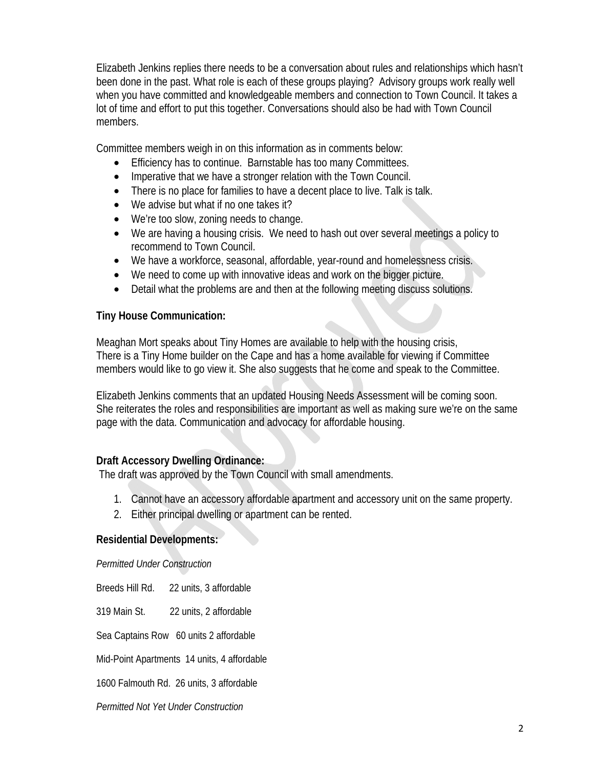Elizabeth Jenkins replies there needs to be a conversation about rules and relationships which hasn't been done in the past. What role is each of these groups playing? Advisory groups work really well when you have committed and knowledgeable members and connection to Town Council. It takes a lot of time and effort to put this together. Conversations should also be had with Town Council members.

Committee members weigh in on this information as in comments below:

- Efficiency has to continue. Barnstable has too many Committees.
- Imperative that we have a stronger relation with the Town Council.
- There is no place for families to have a decent place to live. Talk is talk.
- We advise but what if no one takes it?
- We're too slow, zoning needs to change.
- We are having a housing crisis. We need to hash out over several meetings a policy to recommend to Town Council.
- We have a workforce, seasonal, affordable, year-round and homelessness crisis.
- We need to come up with innovative ideas and work on the bigger picture.
- Detail what the problems are and then at the following meeting discuss solutions.

**Tiny House Communication:**

Meaghan Mort speaks about Tiny Homes are available to help with the housing crisis,
There is a Tiny Home builder on the Cape and has a home available for viewing if Committee members would like to go view it. She also suggests that he come and speak to the Committee.

Elizabeth Jenkins comments that an updated Housing Needs Assessment will be coming soon. She reiterates the roles and responsibilities are important as well as making sure we're on the same page with the data. Communication and advocacy for affordable housing.

**Draft Accessory Dwelling Ordinance:**
The draft was approved by the Town Council with small amendments.

1. Cannot have an accessory affordable apartment and accessory unit on the same property.
2. Either principal dwelling or apartment can be rented.

**Residential Developments:**

*Permitted Under Construction*

Breeds Hill Rd. 22 units, 3 affordable

319 Main St. 22 units, 2 affordable

Sea Captains Row 60 units 2 affordable

Mid-Point Apartments 14 units, 4 affordable

1600 Falmouth Rd. 26 units, 3 affordable

*Permitted Not Yet Under Construction*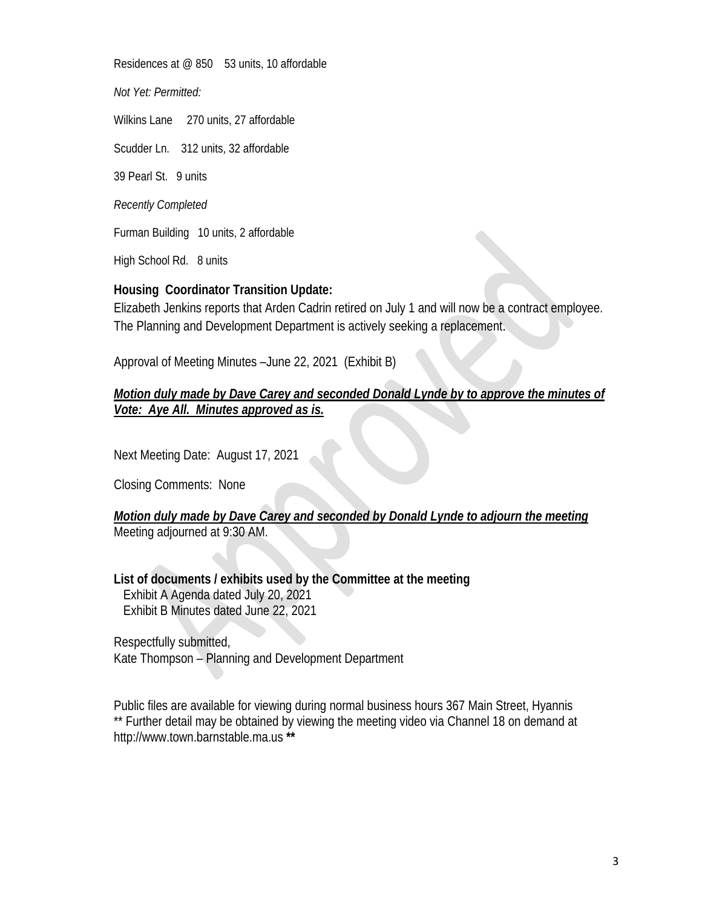Residences at @ 850    53 units, 10 affordable

*Not Yet: Permitted:*

Wilkins Lane     270 units, 27 affordable

Scudder Ln.    312 units, 32 affordable

39 Pearl St.   9 units

*Recently Completed*

Furman Building   10 units, 2 affordable

High School Rd.   8 units

**Housing  Coordinator Transition Update:**
Elizabeth Jenkins reports that Arden Cadrin retired on July 1 and will now be a contract employee. The Planning and Development Department is actively seeking a replacement.

Approval of Meeting Minutes –June 22, 2021  (Exhibit B)

***Motion duly made by Dave Carey and seconded Donald Lynde by to approve the minutes of Vote:  Aye All.  Minutes approved as is.***

Next Meeting Date:  August 17, 2021

Closing Comments:  None

***Motion duly made by Dave Carey and seconded by Donald Lynde to adjourn the meeting***
Meeting adjourned at 9:30 AM.

**List of documents / exhibits used by the Committee at the meeting**
Exhibit A Agenda dated July 20, 2021
Exhibit B Minutes dated June 22, 2021

Respectfully submitted,
Kate Thompson – Planning and Development Department

Public files are available for viewing during normal business hours 367 Main Street, Hyannis
** Further detail may be obtained by viewing the meeting video via Channel 18 on demand at http://www.town.barnstable.ma.us **